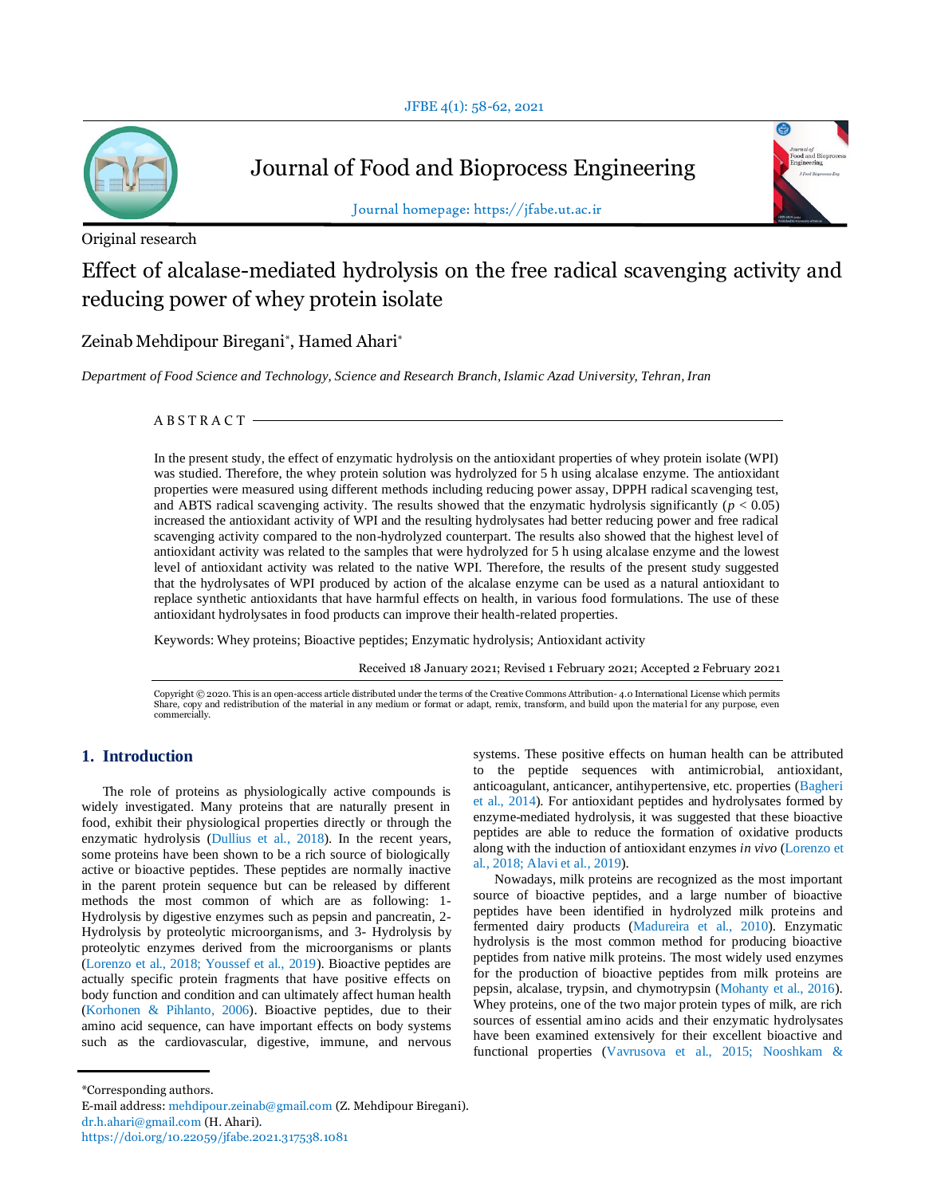Journal of Food and Bioprocess Engineering

Journal homepage: https://jfabe.ut.ac.ir

Original research

# Effect of alcalase-mediated hydrolysis on the free radical scavenging activity and reducing power of whey protein isolate

Zeinab Mehdipour Biregani*, Hamed Ahari*

*Department of Food Science and Technology, Science and Research Branch, Islamic Azad University, Tehran, Iran*

## ABSTRACT

In the present study, the effect of enzymatic hydrolysis on the antioxidant properties of whey protein isolate (WPI) was studied. Therefore, the whey protein solution was hydrolyzed for 5 h using alcalase enzyme. The antioxidant properties were measured using different methods including reducing power assay, DPPH radical scavenging test, and ABTS radical scavenging activity. The results showed that the enzymatic hydrolysis significantly ($p < 0.05$) increased the antioxidant activity of WPI and the resulting hydrolysates had better reducing power and free radical scavenging activity compared to the non-hydrolyzed counterpart. The results also showed that the highest level of antioxidant activity was related to the samples that were hydrolyzed for 5 h using alcalase enzyme and the lowest level of antioxidant activity was related to the native WPI. Therefore, the results of the present study suggested that the hydrolysates of WPI produced by action of the alcalase enzyme can be used as a natural antioxidant to replace synthetic antioxidants that have harmful effects on health, in various food formulations. The use of these antioxidant hydrolysates in food products can improve their health-related properties.

Keywords: Whey proteins; Bioactive peptides; Enzymatic hydrolysis; Antioxidant activity

Received 18 January 2021; Revised 1 February 2021; Accepted 2 February 2021

Copyright © 2020. This is an open-access article distributed under the terms of the Creative Commons Attribution- 4.0 International License which permits Share, copy and redistribution of the material in any medium or format or adapt, remix, transform, and build upon the material for any purpose, even commercially.

## 1. Introduction

The role of proteins as physiologically active compounds is widely investigated. Many proteins that are naturally present in food, exhibit their physiological properties directly or through the enzymatic hydrolysis (Dullius et al., 2018). In the recent years, some proteins have been shown to be a rich source of biologically active or bioactive peptides. These peptides are normally inactive in the parent protein sequence but can be released by different methods the most common of which are as following: 1- Hydrolysis by digestive enzymes such as pepsin and pancreatin, 2- Hydrolysis by proteolytic microorganisms, and 3- Hydrolysis by proteolytic enzymes derived from the microorganisms or plants (Lorenzo et al., 2018; Youssef et al., 2019). Bioactive peptides are actually specific protein fragments that have positive effects on body function and condition and can ultimately affect human health (Korhonen & Pihlanto, 2006). Bioactive peptides, due to their amino acid sequence, can have important effects on body systems such as the cardiovascular, digestive, immune, and nervous systems. These positive effects on human health can be attributed to the peptide sequences with antimicrobial, antioxidant, anticoagulant, anticancer, antihypertensive, etc. properties (Bagheri et al., 2014). For antioxidant peptides and hydrolysates formed by enzyme-mediated hydrolysis, it was suggested that these bioactive peptides are able to reduce the formation of oxidative products along with the induction of antioxidant enzymes *in vivo* (Lorenzo et al., 2018; Alavi et al., 2019).

Nowadays, milk proteins are recognized as the most important source of bioactive peptides, and a large number of bioactive peptides have been identified in hydrolyzed milk proteins and fermented dairy products (Madureira et al., 2010). Enzymatic hydrolysis is the most common method for producing bioactive peptides from native milk proteins. The most widely used enzymes for the production of bioactive peptides from milk proteins are pepsin, alcalase, trypsin, and chymotrypsin (Mohanty et al., 2016). Whey proteins, one of the two major protein types of milk, are rich sources of essential amino acids and their enzymatic hydrolysates have been examined extensively for their excellent bioactive and functional properties (Vavrusova et al., 2015; Nooshkam &

*Corresponding authors.
E-mail address: mehdipour.zeinab@gmail.com (Z. Mehdipour Biregani).
dr.h.ahari@gmail.com (H. Ahari).
https://doi.org/10.22059/jfabe.2021.317538.1081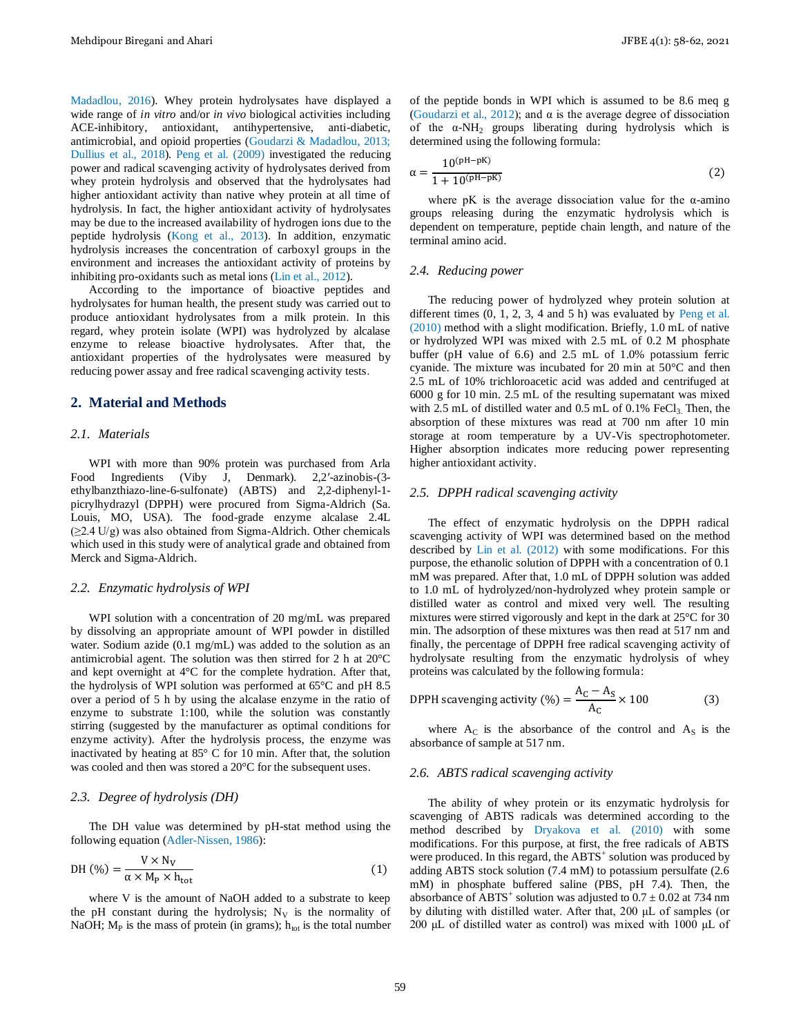Madadlou, 2016). Whey protein hydrolysates have displayed a wide range of *in vitro* and/or *in vivo* biological activities including ACE-inhibitory, antioxidant, antihypertensive, anti-diabetic, antimicrobial, and opioid properties (Goudarzi & Madadlou, 2013; Dullius et al., 2018). Peng et al. (2009) investigated the reducing power and radical scavenging activity of hydrolysates derived from whey protein hydrolysis and observed that the hydrolysates had higher antioxidant activity than native whey protein at all time of hydrolysis. In fact, the higher antioxidant activity of hydrolysates may be due to the increased availability of hydrogen ions due to the peptide hydrolysis (Kong et al., 2013). In addition, enzymatic hydrolysis increases the concentration of carboxyl groups in the environment and increases the antioxidant activity of proteins by inhibiting pro-oxidants such as metal ions (Lin et al., 2012).

According to the importance of bioactive peptides and hydrolysates for human health, the present study was carried out to produce antioxidant hydrolysates from a milk protein. In this regard, whey protein isolate (WPI) was hydrolyzed by alcalase enzyme to release bioactive hydrolysates. After that, the antioxidant properties of the hydrolysates were measured by reducing power assay and free radical scavenging activity tests.

## 2. Material and Methods

### 2.1. Materials

WPI with more than 90% protein was purchased from Arla Food Ingredients (Viby J, Denmark). 2,2′-azinobis-(3-ethylbanzthiazo-line-6-sulfonate) (ABTS) and 2,2-diphenyl-1-picrylhydrazyl (DPPH) were procured from Sigma-Aldrich (Sa. Louis, MO, USA). The food-grade enzyme alcalase 2.4L (≥2.4 U/g) was also obtained from Sigma-Aldrich. Other chemicals which used in this study were of analytical grade and obtained from Merck and Sigma-Aldrich.

### 2.2. Enzymatic hydrolysis of WPI

WPI solution with a concentration of 20 mg/mL was prepared by dissolving an appropriate amount of WPI powder in distilled water. Sodium azide (0.1 mg/mL) was added to the solution as an antimicrobial agent. The solution was then stirred for 2 h at 20°C and kept overnight at 4°C for the complete hydration. After that, the hydrolysis of WPI solution was performed at 65°C and pH 8.5 over a period of 5 h by using the alcalase enzyme in the ratio of enzyme to substrate 1:100, while the solution was constantly stirring (suggested by the manufacturer as optimal conditions for enzyme activity). After the hydrolysis process, the enzyme was inactivated by heating at 85° C for 10 min. After that, the solution was cooled and then was stored a 20°C for the subsequent uses.

### 2.3. Degree of hydrolysis (DH)

The DH value was determined by pH-stat method using the following equation (Adler-Nissen, 1986):

$$\mathrm{DH}\ (\%) = \frac{\mathrm{V} \times \mathrm{N_V}}{\alpha \times \mathrm{M_P} \times \mathrm{h_{tot}}} \tag{1}$$

where V is the amount of NaOH added to a substrate to keep the pH constant during the hydrolysis; $N_V$ is the normality of NaOH; $M_P$ is the mass of protein (in grams); $h_{tot}$ is the total number of the peptide bonds in WPI which is assumed to be 8.6 meq g (Goudarzi et al., 2012); and α is the average degree of dissociation of the α-$NH_2$ groups liberating during hydrolysis which is determined using the following formula:

$$\alpha = \frac{10^{(\mathrm{pH}-\mathrm{pK})}}{1 + 10^{(\mathrm{pH}-\mathrm{pK})}} \tag{2}$$

where pK is the average dissociation value for the α-amino groups releasing during the enzymatic hydrolysis which is dependent on temperature, peptide chain length, and nature of the terminal amino acid.

### 2.4. Reducing power

The reducing power of hydrolyzed whey protein solution at different times (0, 1, 2, 3, 4 and 5 h) was evaluated by Peng et al. (2010) method with a slight modification. Briefly, 1.0 mL of native or hydrolyzed WPI was mixed with 2.5 mL of 0.2 M phosphate buffer (pH value of 6.6) and 2.5 mL of 1.0% potassium ferric cyanide. The mixture was incubated for 20 min at 50°C and then 2.5 mL of 10% trichloroacetic acid was added and centrifuged at 6000 g for 10 min. 2.5 mL of the resulting supernatant was mixed with 2.5 mL of distilled water and 0.5 mL of 0.1% $FeCl_3$. Then, the absorption of these mixtures was read at 700 nm after 10 min storage at room temperature by a UV-Vis spectrophotometer. Higher absorption indicates more reducing power representing higher antioxidant activity.

### 2.5. DPPH radical scavenging activity

The effect of enzymatic hydrolysis on the DPPH radical scavenging activity of WPI was determined based on the method described by Lin et al. (2012) with some modifications. For this purpose, the ethanolic solution of DPPH with a concentration of 0.1 mM was prepared. After that, 1.0 mL of DPPH solution was added to 1.0 mL of hydrolyzed/non-hydrolyzed whey protein sample or distilled water as control and mixed very well. The resulting mixtures were stirred vigorously and kept in the dark at 25°C for 30 min. The adsorption of these mixtures was then read at 517 nm and finally, the percentage of DPPH free radical scavenging activity of hydrolysate resulting from the enzymatic hydrolysis of whey proteins was calculated by the following formula:

$$\text{DPPH scavenging activity (\%)} = \frac{\mathrm{A_C} - \mathrm{A_S}}{\mathrm{A_C}} \times 100 \tag{3}$$

where $A_C$ is the absorbance of the control and $A_S$ is the absorbance of sample at 517 nm.

### 2.6. ABTS radical scavenging activity

The ability of whey protein or its enzymatic hydrolysis for scavenging of ABTS radicals was determined according to the method described by Dryakova et al. (2010) with some modifications. For this purpose, at first, the free radicals of ABTS were produced. In this regard, the $ABTS^+$ solution was produced by adding ABTS stock solution (7.4 mM) to potassium persulfate (2.6 mM) in phosphate buffered saline (PBS, pH 7.4). Then, the absorbance of $ABTS^+$ solution was adjusted to 0.7 ± 0.02 at 734 nm by diluting with distilled water. After that, 200 µL of samples (or 200 µL of distilled water as control) was mixed with 1000 µL of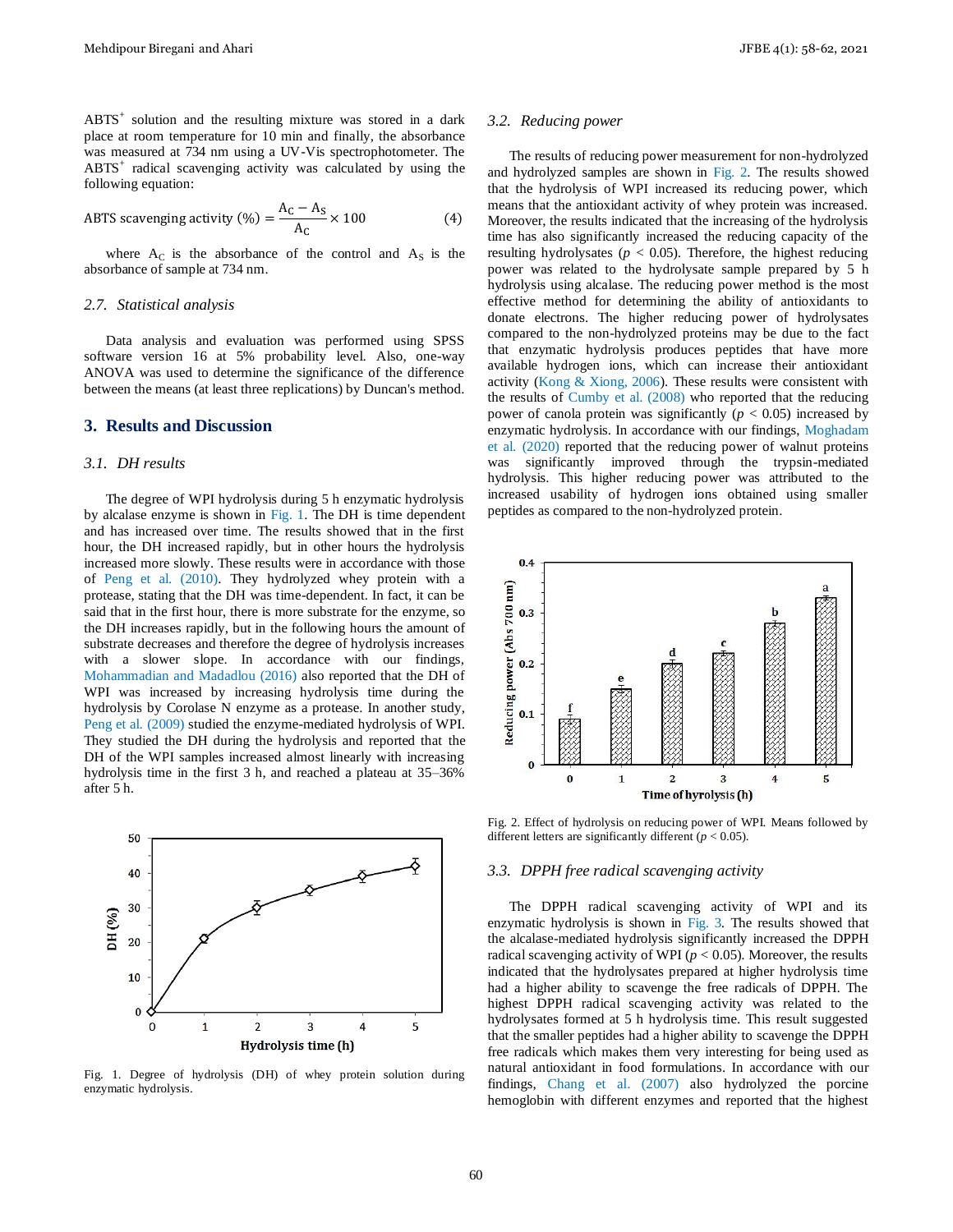$ABTS^+$ solution and the resulting mixture was stored in a dark place at room temperature for 10 min and finally, the absorbance was measured at 734 nm using a UV-Vis spectrophotometer. The $ABTS^+$ radical scavenging activity was calculated by using the following equation:

$$\text{ABTS scavenging activity (\%)} = \frac{A_C - A_S}{A_C} \times 100 \quad (4)$$

where $A_C$ is the absorbance of the control and $A_S$ is the absorbance of sample at 734 nm.

### 2.7. Statistical analysis

Data analysis and evaluation was performed using SPSS software version 16 at 5% probability level. Also, one-way ANOVA was used to determine the significance of the difference between the means (at least three replications) by Duncan's method.

## 3. Results and Discussion

### 3.1. DH results

The degree of WPI hydrolysis during 5 h enzymatic hydrolysis by alcalase enzyme is shown in Fig. 1. The DH is time dependent and has increased over time. The results showed that in the first hour, the DH increased rapidly, but in other hours the hydrolysis increased more slowly. These results were in accordance with those of Peng et al. (2010). They hydrolyzed whey protein with a protease, stating that the DH was time-dependent. In fact, it can be said that in the first hour, there is more substrate for the enzyme, so the DH increases rapidly, but in the following hours the amount of substrate decreases and therefore the degree of hydrolysis increases with a slower slope. In accordance with our findings, Mohammadian and Madadlou (2016) also reported that the DH of WPI was increased by increasing hydrolysis time during the hydrolysis by Corolase N enzyme as a protease. In another study, Peng et al. (2009) studied the enzyme-mediated hydrolysis of WPI. They studied the DH during the hydrolysis and reported that the DH of the WPI samples increased almost linearly with increasing hydrolysis time in the first 3 h, and reached a plateau at 35–36% after 5 h.

Fig. 1. Degree of hydrolysis (DH) of whey protein solution during enzymatic hydrolysis.

### 3.2. Reducing power

The results of reducing power measurement for non-hydrolyzed and hydrolyzed samples are shown in Fig. 2. The results showed that the hydrolysis of WPI increased its reducing power, which means that the antioxidant activity of whey protein was increased. Moreover, the results indicated that the increasing of the hydrolysis time has also significantly increased the reducing capacity of the resulting hydrolysates ($p < 0.05$). Therefore, the highest reducing power was related to the hydrolysate sample prepared by 5 h hydrolysis using alcalase. The reducing power method is the most effective method for determining the ability of antioxidants to donate electrons. The higher reducing power of hydrolysates compared to the non-hydrolyzed proteins may be due to the fact that enzymatic hydrolysis produces peptides that have more available hydrogen ions, which can increase their antioxidant activity (Kong & Xiong, 2006). These results were consistent with the results of Cumby et al. (2008) who reported that the reducing power of canola protein was significantly ($p < 0.05$) increased by enzymatic hydrolysis. In accordance with our findings, Moghadam et al. (2020) reported that the reducing power of walnut proteins was significantly improved through the trypsin-mediated hydrolysis. This higher reducing power was attributed to the increased usability of hydrogen ions obtained using smaller peptides as compared to the non-hydrolyzed protein.

Fig. 2. Effect of hydrolysis on reducing power of WPI. Means followed by different letters are significantly different ($p < 0.05$).

### 3.3. DPPH free radical scavenging activity

The DPPH radical scavenging activity of WPI and its enzymatic hydrolysis is shown in Fig. 3. The results showed that the alcalase-mediated hydrolysis significantly increased the DPPH radical scavenging activity of WPI ($p < 0.05$). Moreover, the results indicated that the hydrolysates prepared at higher hydrolysis time had a higher ability to scavenge the free radicals of DPPH. The highest DPPH radical scavenging activity was related to the hydrolysates formed at 5 h hydrolysis time. This result suggested that the smaller peptides had a higher ability to scavenge the DPPH free radicals which makes them very interesting for being used as natural antioxidant in food formulations. In accordance with our findings, Chang et al. (2007) also hydrolyzed the porcine hemoglobin with different enzymes and reported that the highest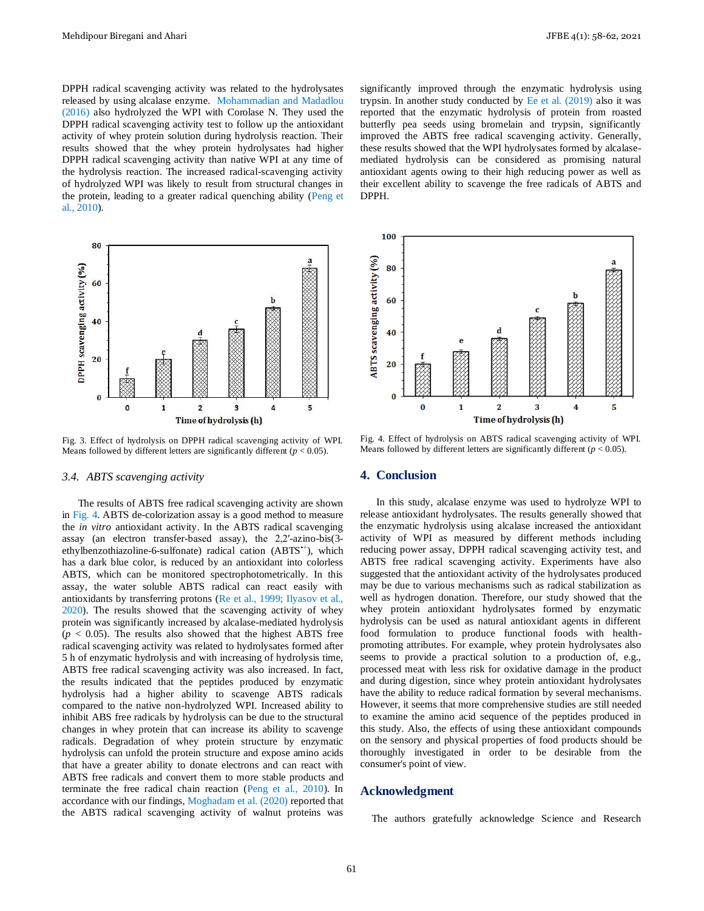DPPH radical scavenging activity was related to the hydrolysates released by using alcalase enzyme. Mohammadian and Madadlou (2016) also hydrolyzed the WPI with Corolase N. They used the DPPH radical scavenging activity test to follow up the antioxidant activity of whey protein solution during hydrolysis reaction. Their results showed that the whey protein hydrolysates had higher DPPH radical scavenging activity than native WPI at any time of the hydrolysis reaction. The increased radical-scavenging activity of hydrolyzed WPI was likely to result from structural changes in the protein, leading to a greater radical quenching ability (Peng et al., 2010).

Fig. 3. Effect of hydrolysis on DPPH radical scavenging activity of WPI. Means followed by different letters are significantly different ($p < 0.05$).

### 3.4. ABTS scavenging activity

The results of ABTS free radical scavenging activity are shown in Fig. 4. ABTS de-colorization assay is a good method to measure the *in vitro* antioxidant activity. In the ABTS radical scavenging assay (an electron transfer-based assay), the 2,2′-azino-bis(3-ethylbenzothiazoline-6-sulfonate) radical cation ($ABTS^{\bullet+}$), which has a dark blue color, is reduced by an antioxidant into colorless ABTS, which can be monitored spectrophotometrically. In this assay, the water soluble ABTS radical can react easily with antioxidants by transferring protons (Re et al., 1999; Ilyasov et al., 2020). The results showed that the scavenging activity of whey protein was significantly increased by alcalase-mediated hydrolysis ($p < 0.05$). The results also showed that the highest ABTS free radical scavenging activity was related to hydrolysates formed after 5 h of enzymatic hydrolysis and with increasing of hydrolysis time, ABTS free radical scavenging activity was also increased. In fact, the results indicated that the peptides produced by enzymatic hydrolysis had a higher ability to scavenge ABTS radicals compared to the native non-hydrolyzed WPI. Increased ability to inhibit ABS free radicals by hydrolysis can be due to the structural changes in whey protein that can increase its ability to scavenge radicals. Degradation of whey protein structure by enzymatic hydrolysis can unfold the protein structure and expose amino acids that have a greater ability to donate electrons and can react with ABTS free radicals and convert them to more stable products and terminate the free radical chain reaction (Peng et al., 2010). In accordance with our findings, Moghadam et al. (2020) reported that the ABTS radical scavenging activity of walnut proteins was significantly improved through the enzymatic hydrolysis using trypsin. In another study conducted by Ee et al. (2019) also it was reported that the enzymatic hydrolysis of protein from roasted butterfly pea seeds using bromelain and trypsin, significantly improved the ABTS free radical scavenging activity. Generally, these results showed that the WPI hydrolysates formed by alcalase-mediated hydrolysis can be considered as promising natural antioxidant agents owing to their high reducing power as well as their excellent ability to scavenge the free radicals of ABTS and DPPH.

Fig. 4. Effect of hydrolysis on ABTS radical scavenging activity of WPI. Means followed by different letters are significantly different ($p < 0.05$).

## 4. Conclusion

In this study, alcalase enzyme was used to hydrolyze WPI to release antioxidant hydrolysates. The results generally showed that the enzymatic hydrolysis using alcalase increased the antioxidant activity of WPI as measured by different methods including reducing power assay, DPPH radical scavenging activity test, and ABTS free radical scavenging activity. Experiments have also suggested that the antioxidant activity of the hydrolysates produced may be due to various mechanisms such as radical stabilization as well as hydrogen donation. Therefore, our study showed that the whey protein antioxidant hydrolysates formed by enzymatic hydrolysis can be used as natural antioxidant agents in different food formulation to produce functional foods with health-promoting attributes. For example, whey protein hydrolysates also seems to provide a practical solution to a production of, e.g., processed meat with less risk for oxidative damage in the product and during digestion, since whey protein antioxidant hydrolysates have the ability to reduce radical formation by several mechanisms. However, it seems that more comprehensive studies are still needed to examine the amino acid sequence of the peptides produced in this study. Also, the effects of using these antioxidant compounds on the sensory and physical properties of food products should be thoroughly investigated in order to be desirable from the consumer's point of view.

## Acknowledgment

The authors gratefully acknowledge Science and Research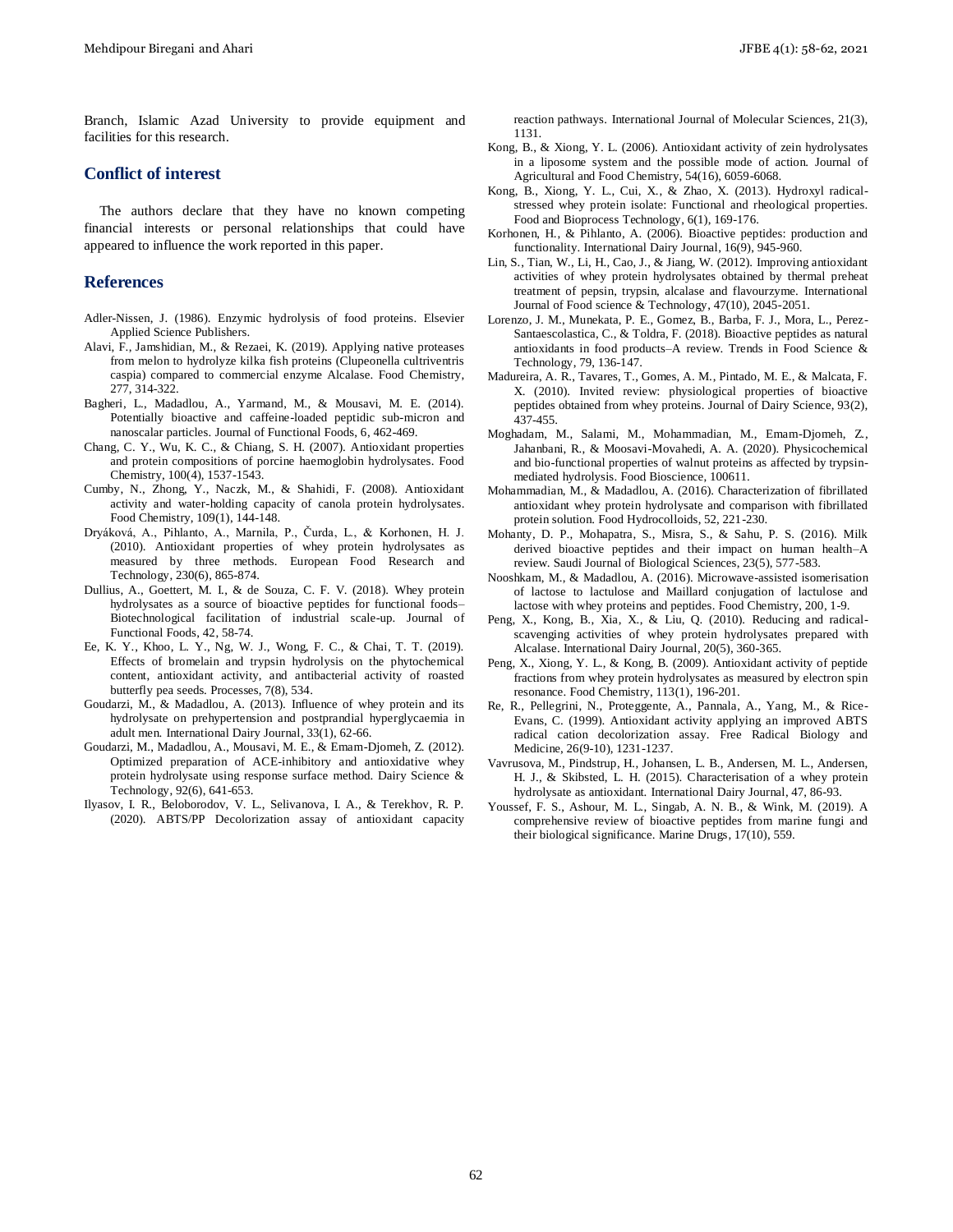Branch, Islamic Azad University to provide equipment and facilities for this research.

## Conflict of interest

The authors declare that they have no known competing financial interests or personal relationships that could have appeared to influence the work reported in this paper.

## References

Adler-Nissen, J. (1986). Enzymic hydrolysis of food proteins. Elsevier Applied Science Publishers.

Alavi, F., Jamshidian, M., & Rezaei, K. (2019). Applying native proteases from melon to hydrolyze kilka fish proteins (Clupeonella cultriventris caspia) compared to commercial enzyme Alcalase. Food Chemistry, 277, 314-322.

Bagheri, L., Madadlou, A., Yarmand, M., & Mousavi, M. E. (2014). Potentially bioactive and caffeine-loaded peptidic sub-micron and nanoscalar particles. Journal of Functional Foods, 6, 462-469.

Chang, C. Y., Wu, K. C., & Chiang, S. H. (2007). Antioxidant properties and protein compositions of porcine haemoglobin hydrolysates. Food Chemistry, 100(4), 1537-1543.

Cumby, N., Zhong, Y., Naczk, M., & Shahidi, F. (2008). Antioxidant activity and water-holding capacity of canola protein hydrolysates. Food Chemistry, 109(1), 144-148.

Dryáková, A., Pihlanto, A., Marnila, P., Čurda, L., & Korhonen, H. J. (2010). Antioxidant properties of whey protein hydrolysates as measured by three methods. European Food Research and Technology, 230(6), 865-874.

Dullius, A., Goettert, M. I., & de Souza, C. F. V. (2018). Whey protein hydrolysates as a source of bioactive peptides for functional foods–Biotechnological facilitation of industrial scale-up. Journal of Functional Foods, 42, 58-74.

Ee, K. Y., Khoo, L. Y., Ng, W. J., Wong, F. C., & Chai, T. T. (2019). Effects of bromelain and trypsin hydrolysis on the phytochemical content, antioxidant activity, and antibacterial activity of roasted butterfly pea seeds. Processes, 7(8), 534.

Goudarzi, M., & Madadlou, A. (2013). Influence of whey protein and its hydrolysate on prehypertension and postprandial hyperglycaemia in adult men. International Dairy Journal, 33(1), 62-66.

Goudarzi, M., Madadlou, A., Mousavi, M. E., & Emam-Djomeh, Z. (2012). Optimized preparation of ACE-inhibitory and antioxidative whey protein hydrolysate using response surface method. Dairy Science & Technology, 92(6), 641-653.

Ilyasov, I. R., Beloborodov, V. L., Selivanova, I. A., & Terekhov, R. P. (2020). ABTS/PP Decolorization assay of antioxidant capacity reaction pathways. International Journal of Molecular Sciences, 21(3), 1131.

Kong, B., & Xiong, Y. L. (2006). Antioxidant activity of zein hydrolysates in a liposome system and the possible mode of action. Journal of Agricultural and Food Chemistry, 54(16), 6059-6068.

Kong, B., Xiong, Y. L., Cui, X., & Zhao, X. (2013). Hydroxyl radical-stressed whey protein isolate: Functional and rheological properties. Food and Bioprocess Technology, 6(1), 169-176.

Korhonen, H., & Pihlanto, A. (2006). Bioactive peptides: production and functionality. International Dairy Journal, 16(9), 945-960.

Lin, S., Tian, W., Li, H., Cao, J., & Jiang, W. (2012). Improving antioxidant activities of whey protein hydrolysates obtained by thermal preheat treatment of pepsin, trypsin, alcalase and flavourzyme. International Journal of Food science & Technology, 47(10), 2045-2051.

Lorenzo, J. M., Munekata, P. E., Gomez, B., Barba, F. J., Mora, L., Perez-Santaescolastica, C., & Toldra, F. (2018). Bioactive peptides as natural antioxidants in food products–A review. Trends in Food Science & Technology, 79, 136-147.

Madureira, A. R., Tavares, T., Gomes, A. M., Pintado, M. E., & Malcata, F. X. (2010). Invited review: physiological properties of bioactive peptides obtained from whey proteins. Journal of Dairy Science, 93(2), 437-455.

Moghadam, M., Salami, M., Mohammadian, M., Emam-Djomeh, Z., Jahanbani, R., & Moosavi-Movahedi, A. A. (2020). Physicochemical and bio-functional properties of walnut proteins as affected by trypsin-mediated hydrolysis. Food Bioscience, 100611.

Mohammadian, M., & Madadlou, A. (2016). Characterization of fibrillated antioxidant whey protein hydrolysate and comparison with fibrillated protein solution. Food Hydrocolloids, 52, 221-230.

Mohanty, D. P., Mohapatra, S., Misra, S., & Sahu, P. S. (2016). Milk derived bioactive peptides and their impact on human health–A review. Saudi Journal of Biological Sciences, 23(5), 577-583.

Nooshkam, M., & Madadlou, A. (2016). Microwave-assisted isomerisation of lactose to lactulose and Maillard conjugation of lactulose and lactose with whey proteins and peptides. Food Chemistry, 200, 1-9.

Peng, X., Kong, B., Xia, X., & Liu, Q. (2010). Reducing and radical-scavenging activities of whey protein hydrolysates prepared with Alcalase. International Dairy Journal, 20(5), 360-365.

Peng, X., Xiong, Y. L., & Kong, B. (2009). Antioxidant activity of peptide fractions from whey protein hydrolysates as measured by electron spin resonance. Food Chemistry, 113(1), 196-201.

Re, R., Pellegrini, N., Proteggente, A., Pannala, A., Yang, M., & Rice-Evans, C. (1999). Antioxidant activity applying an improved ABTS radical cation decolorization assay. Free Radical Biology and Medicine, 26(9-10), 1231-1237.

Vavrusova, M., Pindstrup, H., Johansen, L. B., Andersen, M. L., Andersen, H. J., & Skibsted, L. H. (2015). Characterisation of a whey protein hydrolysate as antioxidant. International Dairy Journal, 47, 86-93.

Youssef, F. S., Ashour, M. L., Singab, A. N. B., & Wink, M. (2019). A comprehensive review of bioactive peptides from marine fungi and their biological significance. Marine Drugs, 17(10), 559.